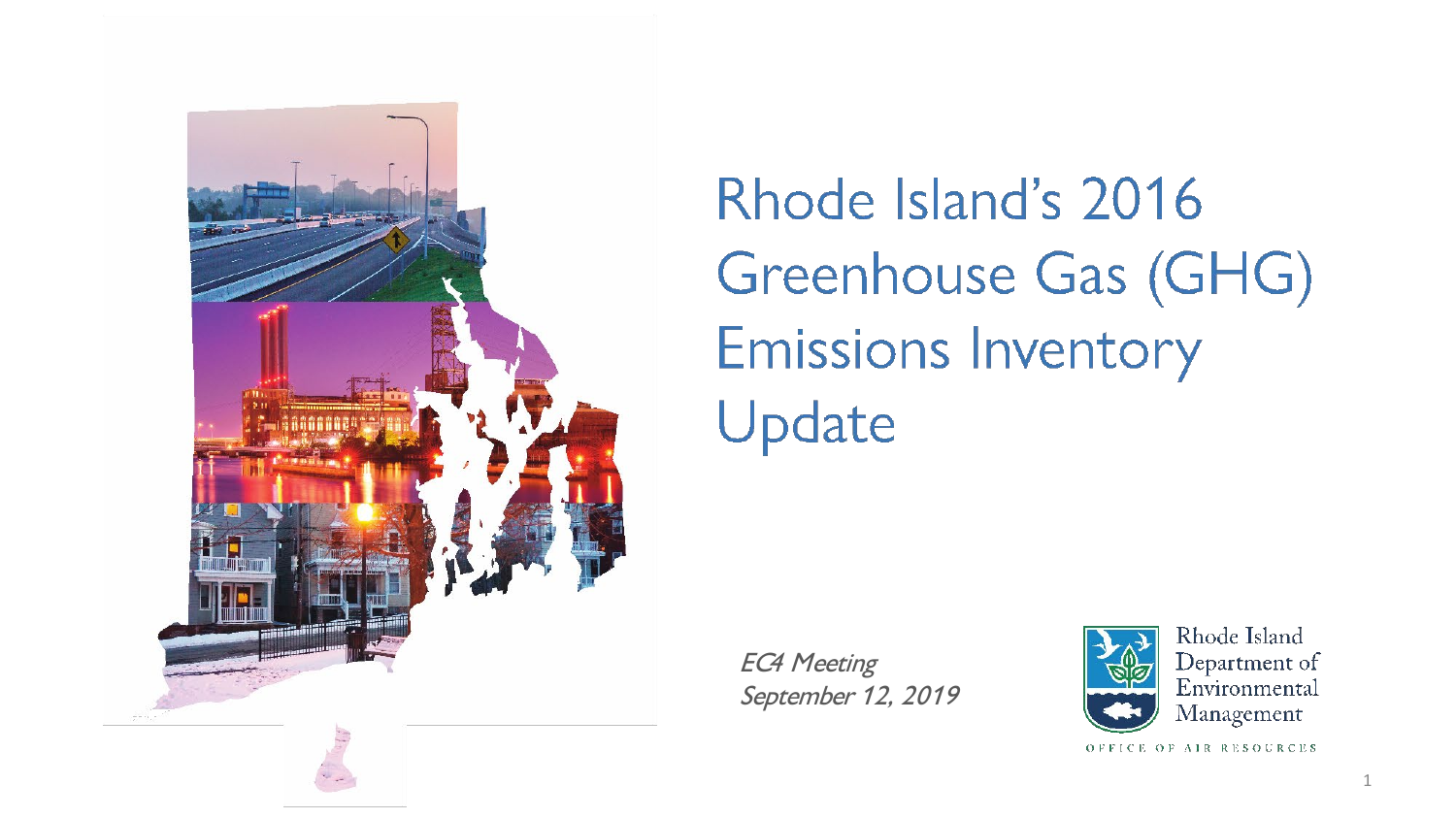# Rhode Island's 2016 Greenhouse Gas (GHG) Emissions Inventory Update

*EC4 Meeting*
*September 12, 2019*

Rhode Island Department of Environmental Management

OFFICE OF AIR RESOURCES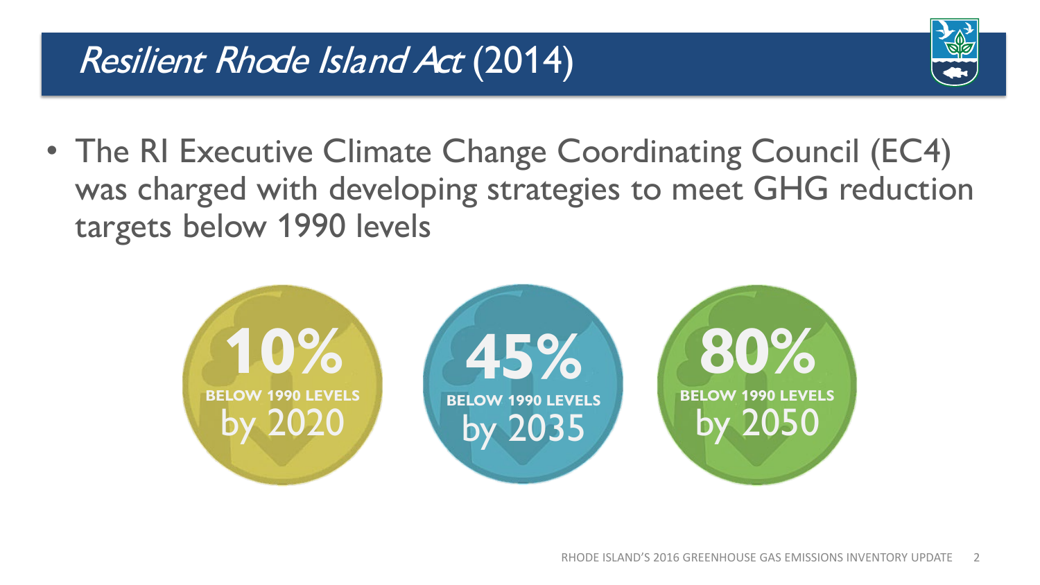# *Resilient Rhode Island Act* (2014)

- The RI Executive Climate Change Coordinating Council (EC4) was charged with developing strategies to meet GHG reduction targets below 1990 levels

**10%** BELOW 1990 LEVELS by 2020

**45%** BELOW 1990 LEVELS by 2035

**80%** BELOW 1990 LEVELS by 2050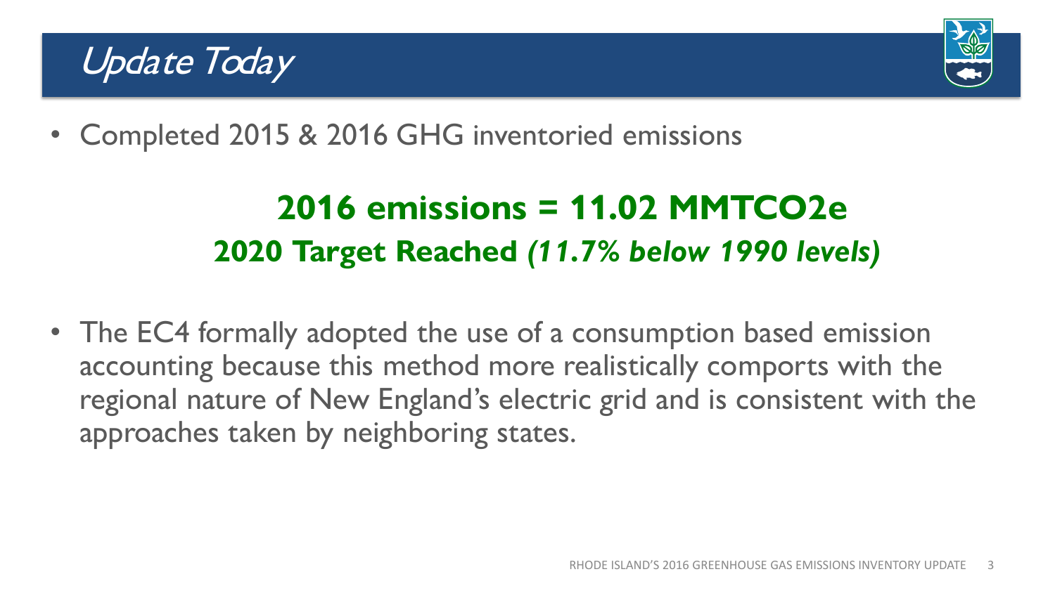# *Update Today*

- Completed 2015 & 2016 GHG inventoried emissions

**2016 emissions = 11.02 MMTCO2e**

**2020 Target Reached *(11.7% below 1990 levels)***

- The EC4 formally adopted the use of a consumption based emission accounting because this method more realistically comports with the regional nature of New England's electric grid and is consistent with the approaches taken by neighboring states.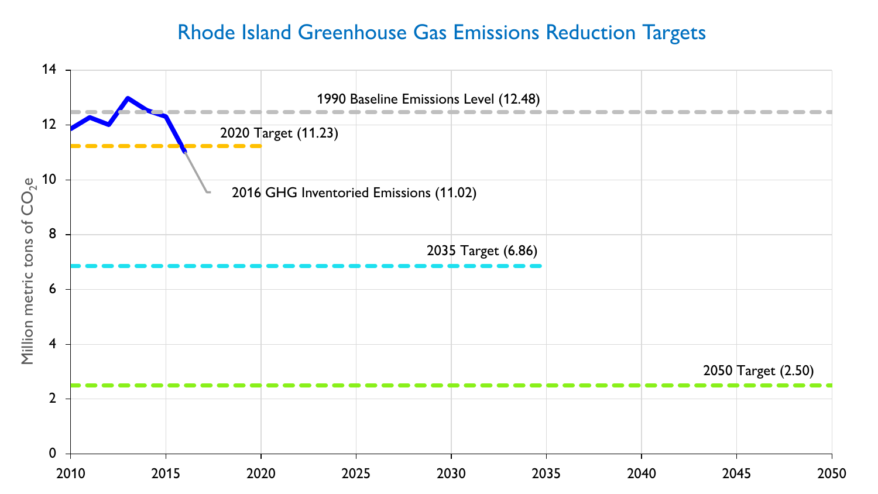# Rhode Island Greenhouse Gas Emissions Reduction Targets

1990 Baseline Emissions Level (12.48)

2020 Target (11.23)

2016 GHG Inventoried Emissions (11.02)

2035 Target (6.86)

2050 Target (2.50)

Million metric tons of $CO_2e$

14, 12, 10, 8, 6, 4, 2, 0

2010, 2015, 2020, 2025, 2030, 2035, 2040, 2045, 2050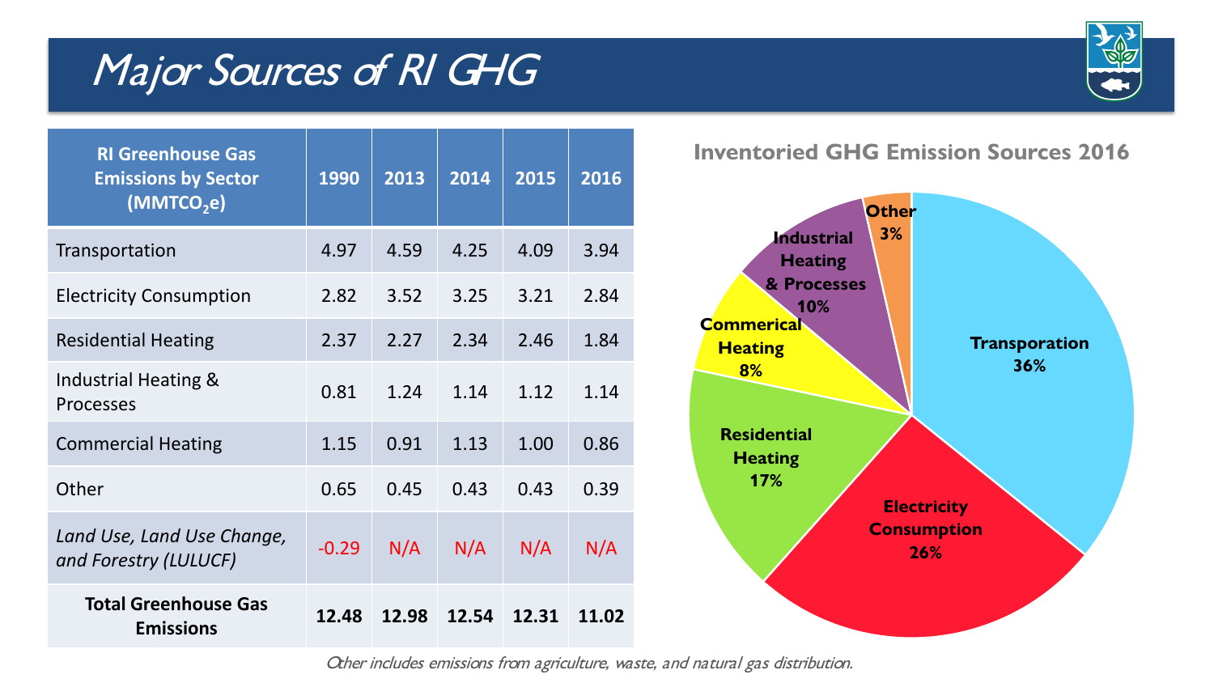# Major Sources of RI GHG

| RI Greenhouse Gas Emissions by Sector ($MMTCO_2e$) | 1990 | 2013 | 2014 | 2015 | 2016 |
|---|---|---|---|---|---|
| Transportation | 4.97 | 4.59 | 4.25 | 4.09 | 3.94 |
| Electricity Consumption | 2.82 | 3.52 | 3.25 | 3.21 | 2.84 |
| Residential Heating | 2.37 | 2.27 | 2.34 | 2.46 | 1.84 |
| Industrial Heating & Processes | 0.81 | 1.24 | 1.14 | 1.12 | 1.14 |
| Commercial Heating | 1.15 | 0.91 | 1.13 | 1.00 | 0.86 |
| Other | 0.65 | 0.45 | 0.43 | 0.43 | 0.39 |
| *Land Use, Land Use Change, and Forestry (LULUCF)* | -0.29 | N/A | N/A | N/A | N/A |
| **Total Greenhouse Gas Emissions** | **12.48** | **12.98** | **12.54** | **12.31** | **11.02** |

**Inventoried GHG Emission Sources 2016**

- Transporation 36%
- Electricity Consumption 26%
- Residential Heating 17%
- Commerical Heating 8%
- Industrial Heating & Processes 10%
- Other 3%

*Other includes emissions from agriculture, waste, and natural gas distribution.*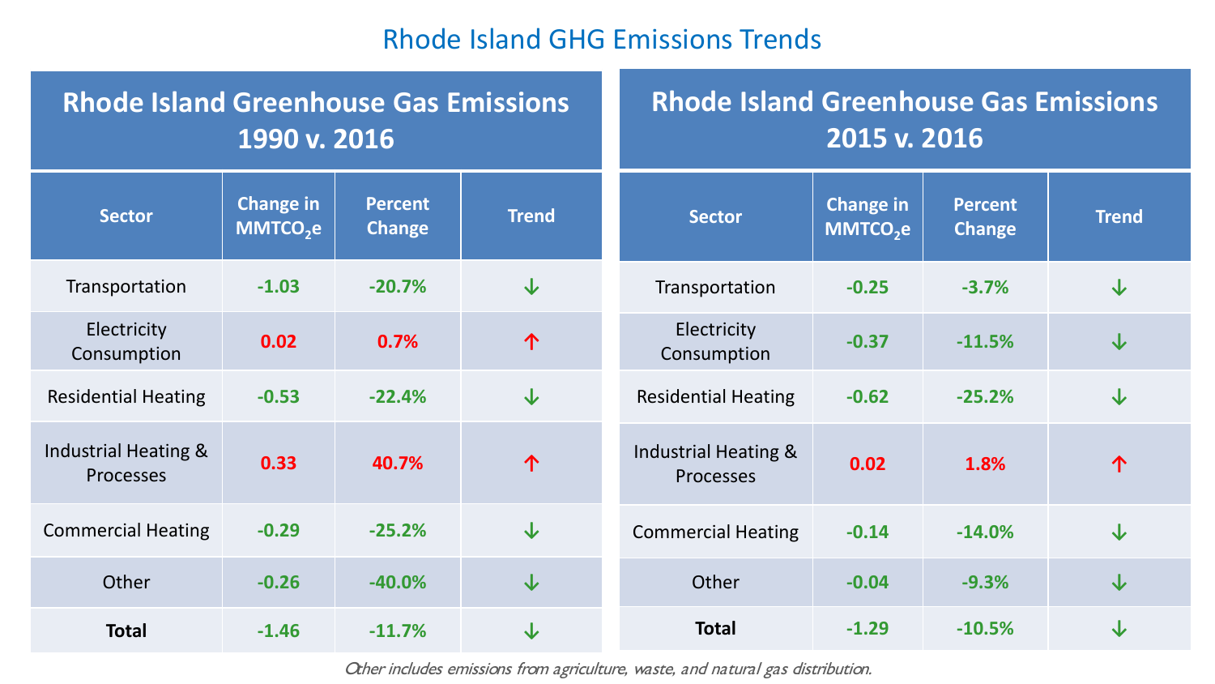# Rhode Island GHG Emissions Trends

| Rhode Island Greenhouse Gas Emissions 1990 v. 2016 | | | |
|---|---|---|---|
| **Sector** | **Change in $MMTCO_2e$** | **Percent Change** | **Trend** |
| Transportation | -1.03 | -20.7% | ↓ |
| Electricity Consumption | 0.02 | 0.7% | ↑ |
| Residential Heating | -0.53 | -22.4% | ↓ |
| Industrial Heating & Processes | 0.33 | 40.7% | ↑ |
| Commercial Heating | -0.29 | -25.2% | ↓ |
| Other | -0.26 | -40.0% | ↓ |
| **Total** | -1.46 | -11.7% | ↓ |

| Rhode Island Greenhouse Gas Emissions 2015 v. 2016 | | | |
|---|---|---|---|
| **Sector** | **Change in $MMTCO_2e$** | **Percent Change** | **Trend** |
| Transportation | -0.25 | -3.7% | ↓ |
| Electricity Consumption | -0.37 | -11.5% | ↓ |
| Residential Heating | -0.62 | -25.2% | ↓ |
| Industrial Heating & Processes | 0.02 | 1.8% | ↑ |
| Commercial Heating | -0.14 | -14.0% | ↓ |
| Other | -0.04 | -9.3% | ↓ |
| **Total** | -1.29 | -10.5% | ↓ |

*Other includes emissions from agriculture, waste, and natural gas distribution.*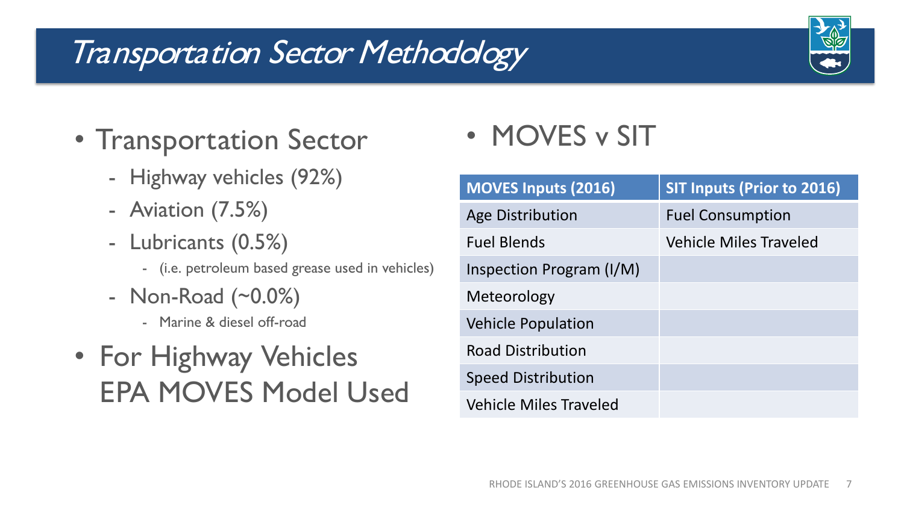# Transportation Sector Methodology

- Transportation Sector
  - Highway vehicles (92%)
  - Aviation (7.5%)
  - Lubricants (0.5%)
    - (i.e. petroleum based grease used in vehicles)
  - Non-Road (~0.0%)
    - Marine & diesel off-road
- For Highway Vehicles EPA MOVES Model Used

- MOVES v SIT

| MOVES Inputs (2016) | SIT Inputs (Prior to 2016) |
|---|---|
| Age Distribution | Fuel Consumption |
| Fuel Blends | Vehicle Miles Traveled |
| Inspection Program (I/M) | |
| Meteorology | |
| Vehicle Population | |
| Road Distribution | |
| Speed Distribution | |
| Vehicle Miles Traveled | |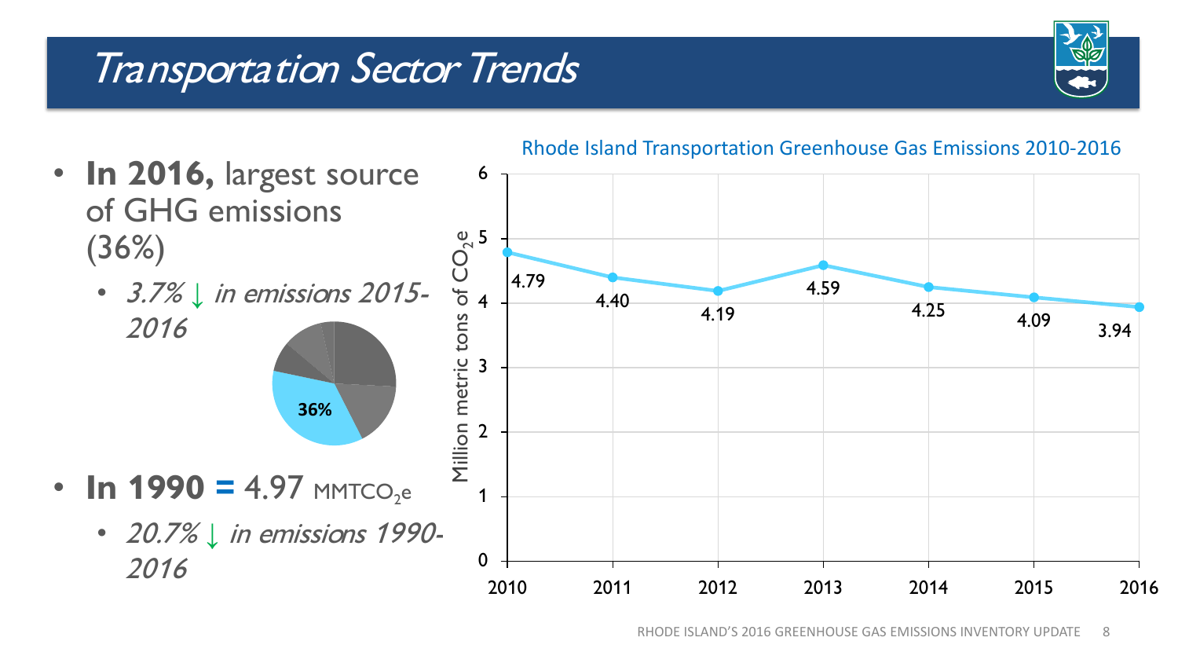# Transportation Sector Trends

- **In 2016,** largest source of GHG emissions (36%)
  - *3.7% ↓ in emissions 2015-2016*

36%

- **In 1990 =** 4.97 $MMTCO_2e$
  - *20.7% ↓ in emissions 1990-2016*

Rhode Island Transportation Greenhouse Gas Emissions 2010-2016

| Year | Million metric tons of $CO_2e$ |
|---|---|
| 2010 | 4.79 |
| 2011 | 4.40 |
| 2012 | 4.19 |
| 2013 | 4.59 |
| 2014 | 4.25 |
| 2015 | 4.09 |
| 2016 | 3.94 |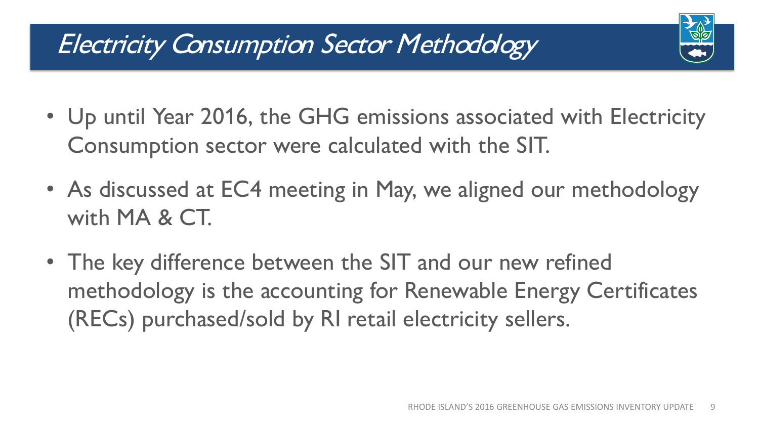# Electricity Consumption Sector Methodology

- Up until Year 2016, the GHG emissions associated with Electricity Consumption sector were calculated with the SIT.
- As discussed at EC4 meeting in May, we aligned our methodology with MA & CT.
- The key difference between the SIT and our new refined methodology is the accounting for Renewable Energy Certificates (RECs) purchased/sold by RI retail electricity sellers.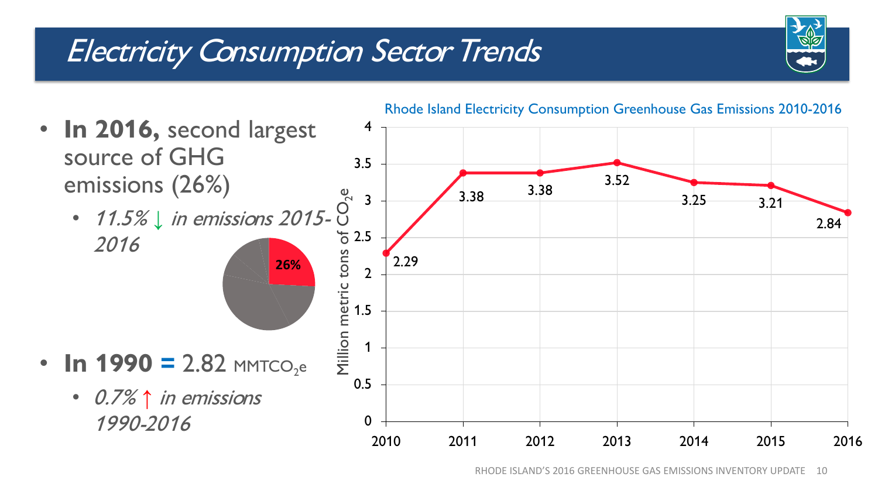# *Electricity Consumption Sector Trends*

- **In 2016,** second largest source of GHG emissions (26%)
  - *11.5% ↓ in emissions 2015-2016*

- **In 1990 =** 2.82 $MMTCO_2e$
  - *0.7% ↑ in emissions 1990-2016*

Rhode Island Electricity Consumption Greenhouse Gas Emissions 2010-2016

| Year | Million metric tons of $CO_2e$ |
|---|---|
| 2010 | 2.29 |
| 2011 | 3.38 |
| 2012 | 3.38 |
| 2013 | 3.52 |
| 2014 | 3.25 |
| 2015 | 3.21 |
| 2016 | 2.84 |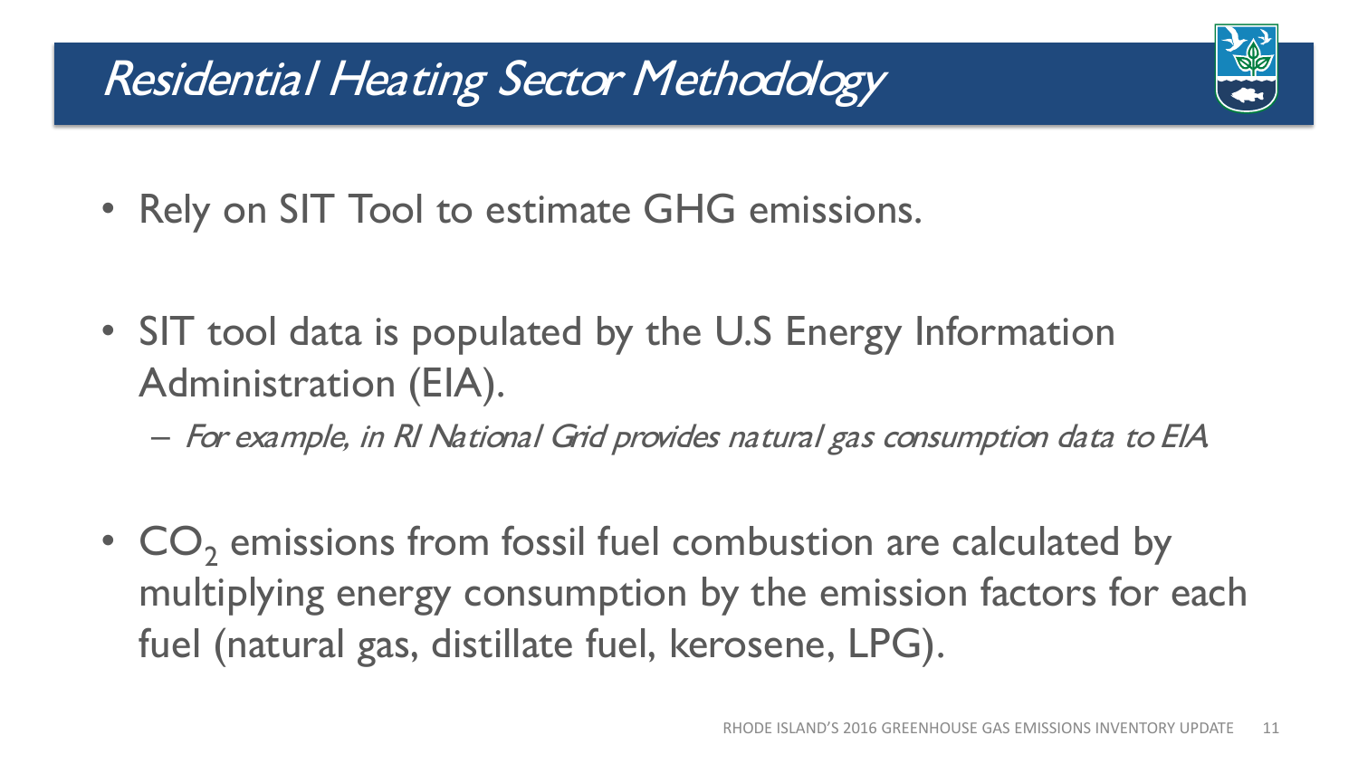# *Residential Heating Sector Methodology*

- Rely on SIT Tool to estimate GHG emissions.
- SIT tool data is populated by the U.S Energy Information Administration (EIA).
  - *For example, in RI National Grid provides natural gas consumption data to EIA*
- $CO_2$ emissions from fossil fuel combustion are calculated by multiplying energy consumption by the emission factors for each fuel (natural gas, distillate fuel, kerosene, LPG).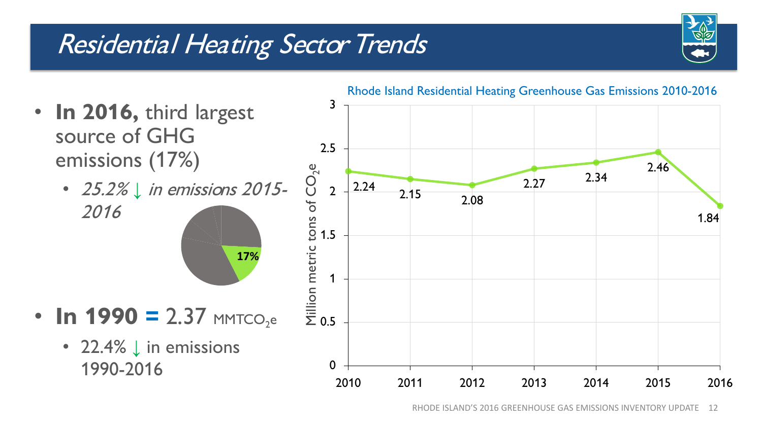# *Residential Heating Sector Trends*

- **In 2016,** third largest source of GHG emissions (17%)
  - *25.2% ↓ in emissions 2015-2016*
- **In 1990 =** 2.37 $MMTCO_2e$
  - 22.4% ↓ in emissions 1990-2016

Rhode Island Residential Heating Greenhouse Gas Emissions 2010-2016

| Year | Million metric tons of $CO_2e$ |
|---|---|
| 2010 | 2.24 |
| 2011 | 2.15 |
| 2012 | 2.08 |
| 2013 | 2.27 |
| 2014 | 2.34 |
| 2015 | 2.46 |
| 2016 | 1.84 |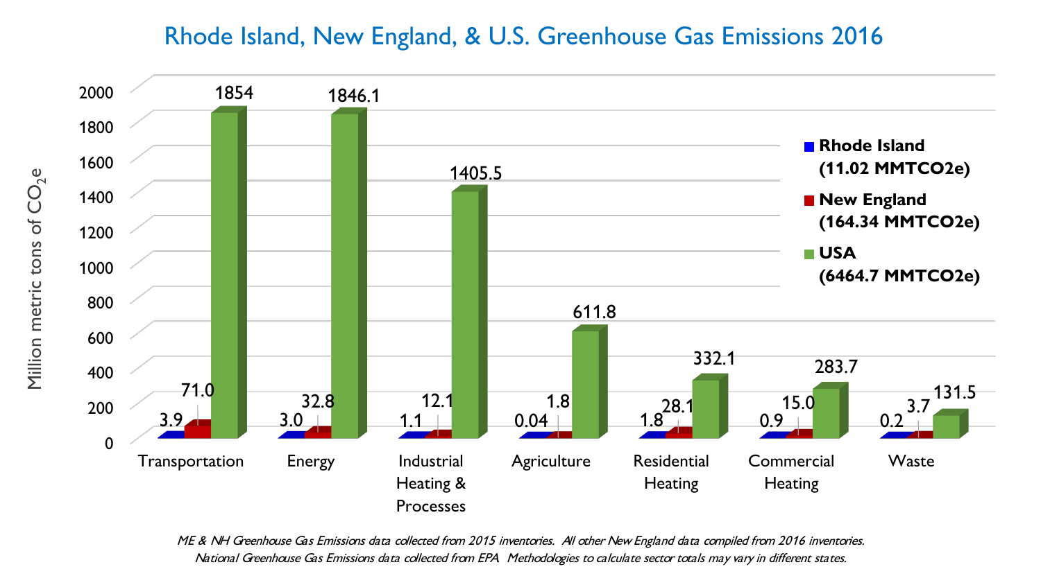## Rhode Island, New England, & U.S. Greenhouse Gas Emissions 2016

Million metric tons of $CO_2e$

| Sector | Rhode Island (11.02 MMTCO2e) | New England (164.34 MMTCO2e) | USA (6464.7 MMTCO2e) |
|---|---|---|---|
| Transportation | 3.9 | 71.0 | 1854 |
| Energy | 3.0 | 32.8 | 1846.1 |
| Industrial Heating & Processes | 1.1 | 12.1 | 1405.5 |
| Agriculture | 0.04 | 1.8 | 611.8 |
| Residential Heating | 1.8 | 28.1 | 332.1 |
| Commercial Heating | 0.9 | 15.0 | 283.7 |
| Waste | 0.2 | 3.7 | 131.5 |

*ME & NH Greenhouse Gas Emissions data collected from 2015 inventories. All other New England data compiled from 2016 inventories. National Greenhouse Gas Emissions data collected from EPA Methodologies to calculate sector totals may vary in different states.*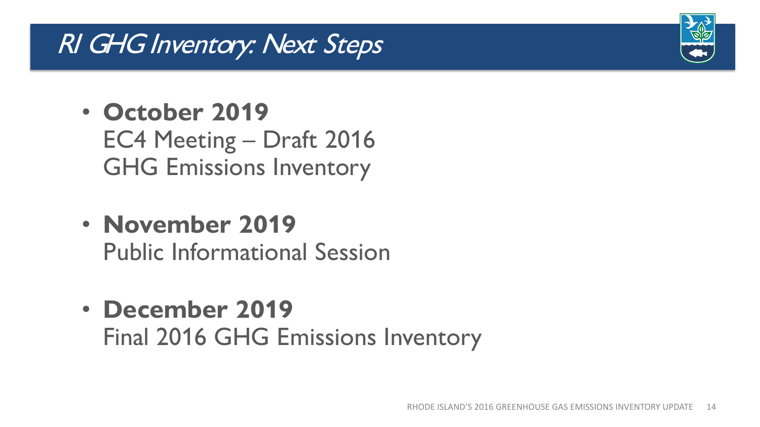# RI GHG Inventory: Next Steps

- **October 2019**
  EC4 Meeting – Draft 2016 GHG Emissions Inventory

- **November 2019**
  Public Informational Session

- **December 2019**
  Final 2016 GHG Emissions Inventory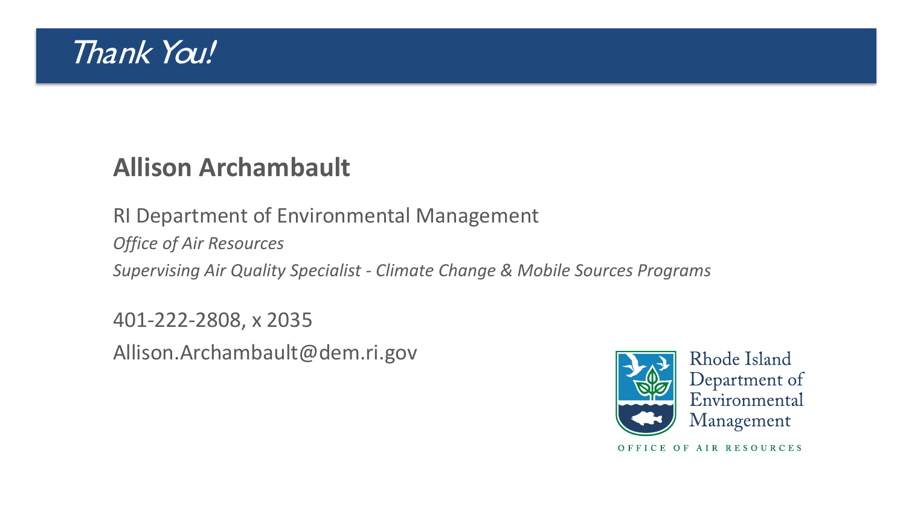# Thank You!

**Allison Archambault**

RI Department of Environmental Management

*Office of Air Resources*

*Supervising Air Quality Specialist - Climate Change & Mobile Sources Programs*

401-222-2808, x 2035

Allison.Archambault@dem.ri.gov

Rhode Island Department of Environmental Management

OFFICE OF AIR RESOURCES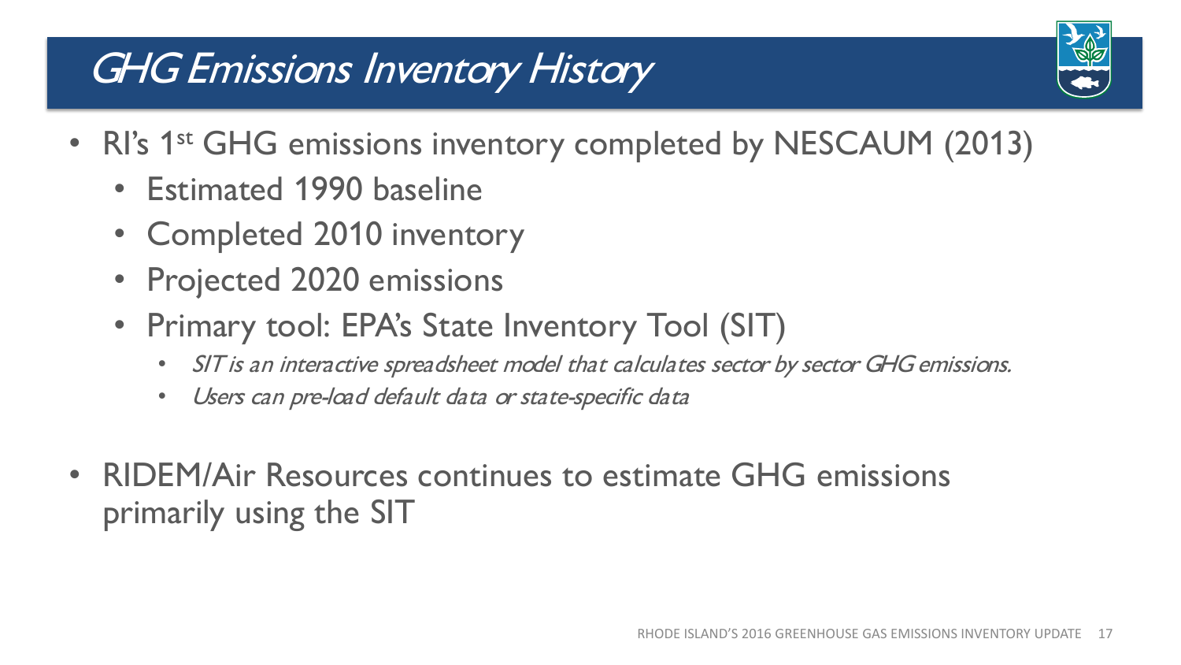# *GHG Emissions Inventory History*

- RI's 1st GHG emissions inventory completed by NESCAUM (2013)
  - Estimated 1990 baseline
  - Completed 2010 inventory
  - Projected 2020 emissions
  - Primary tool: EPA's State Inventory Tool (SIT)
    - *SIT is an interactive spreadsheet model that calculates sector by sector GHG emissions.*
    - *Users can pre-load default data or state-specific data*

- RIDEM/Air Resources continues to estimate GHG emissions primarily using the SIT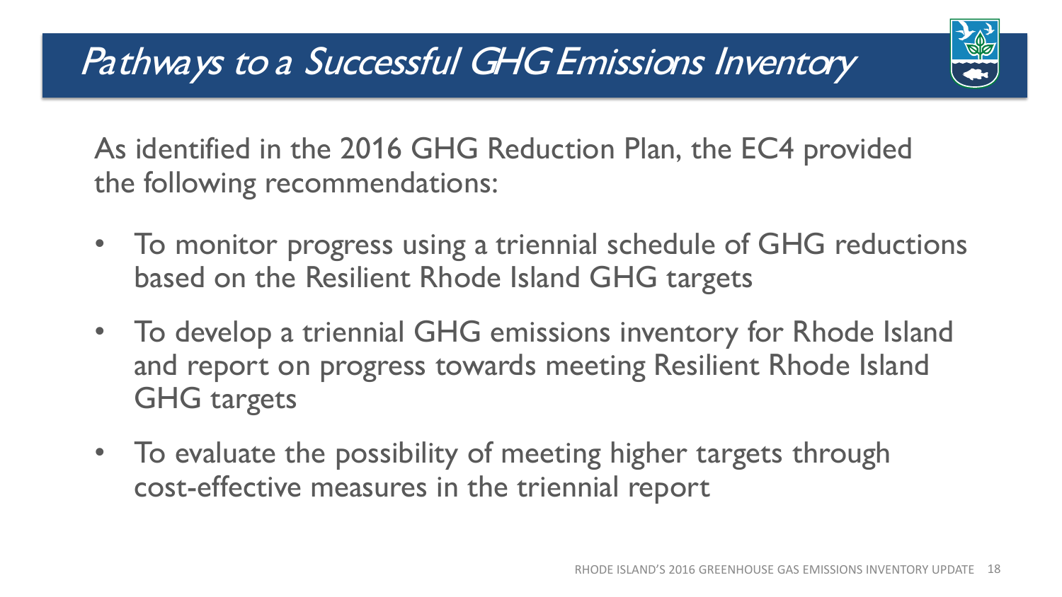# Pathways to a Successful GHG Emissions Inventory

As identified in the 2016 GHG Reduction Plan, the EC4 provided the following recommendations:

- To monitor progress using a triennial schedule of GHG reductions based on the Resilient Rhode Island GHG targets
- To develop a triennial GHG emissions inventory for Rhode Island and report on progress towards meeting Resilient Rhode Island GHG targets
- To evaluate the possibility of meeting higher targets through cost-effective measures in the triennial report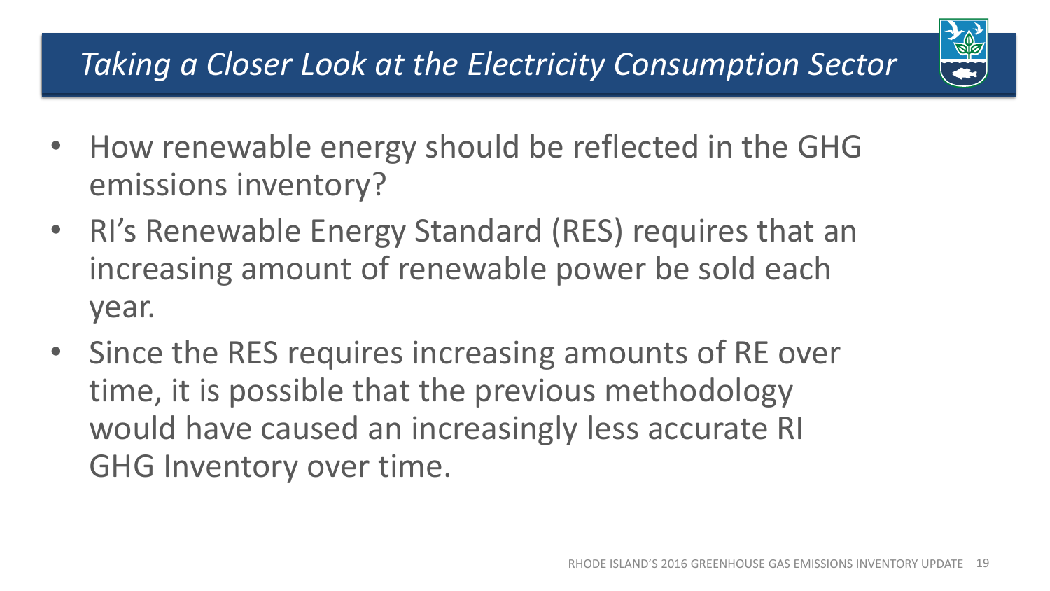## *Taking a Closer Look at the Electricity Consumption Sector*

- How renewable energy should be reflected in the GHG emissions inventory?
- RI's Renewable Energy Standard (RES) requires that an increasing amount of renewable power be sold each year.
- Since the RES requires increasing amounts of RE over time, it is possible that the previous methodology would have caused an increasingly less accurate RI GHG Inventory over time.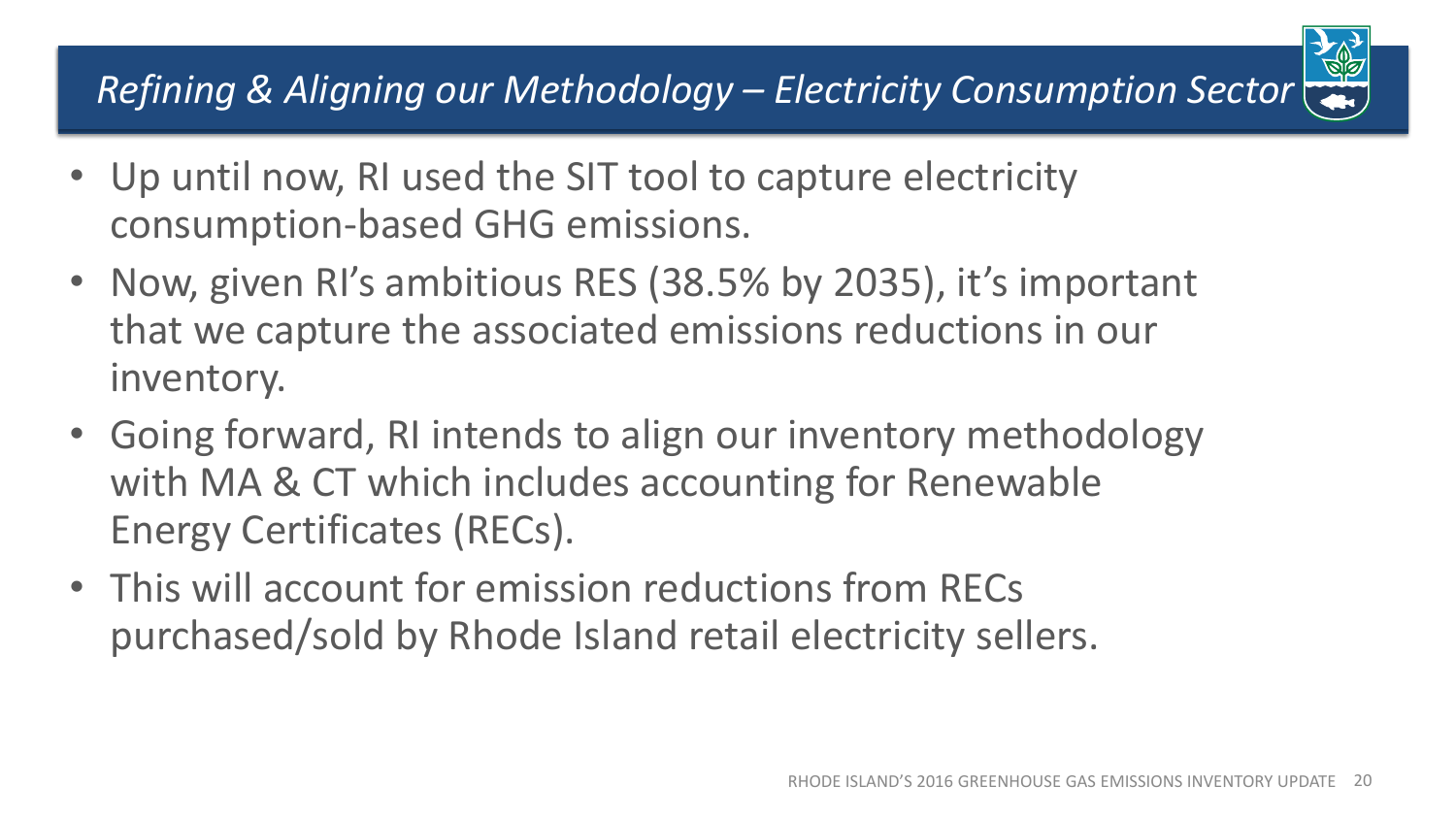# *Refining & Aligning our Methodology – Electricity Consumption Sector*

- Up until now, RI used the SIT tool to capture electricity consumption-based GHG emissions.
- Now, given RI's ambitious RES (38.5% by 2035), it's important that we capture the associated emissions reductions in our inventory.
- Going forward, RI intends to align our inventory methodology with MA & CT which includes accounting for Renewable Energy Certificates (RECs).
- This will account for emission reductions from RECs purchased/sold by Rhode Island retail electricity sellers.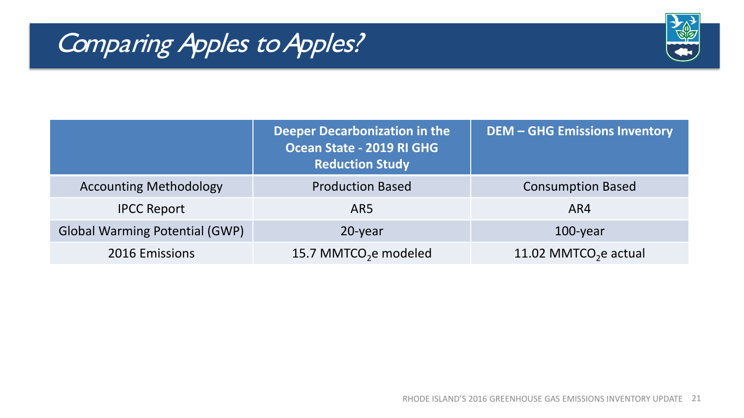# Comparing Apples to Apples?

| | Deeper Decarbonization in the Ocean State - 2019 RI GHG Reduction Study | DEM – GHG Emissions Inventory |
|---|---|---|
| Accounting Methodology | Production Based | Consumption Based |
| IPCC Report | AR5 | AR4 |
| Global Warming Potential (GWP) | 20-year | 100-year |
| 2016 Emissions | 15.7 $MMTCO_2e$ modeled | 11.02 $MMTCO_2e$ actual |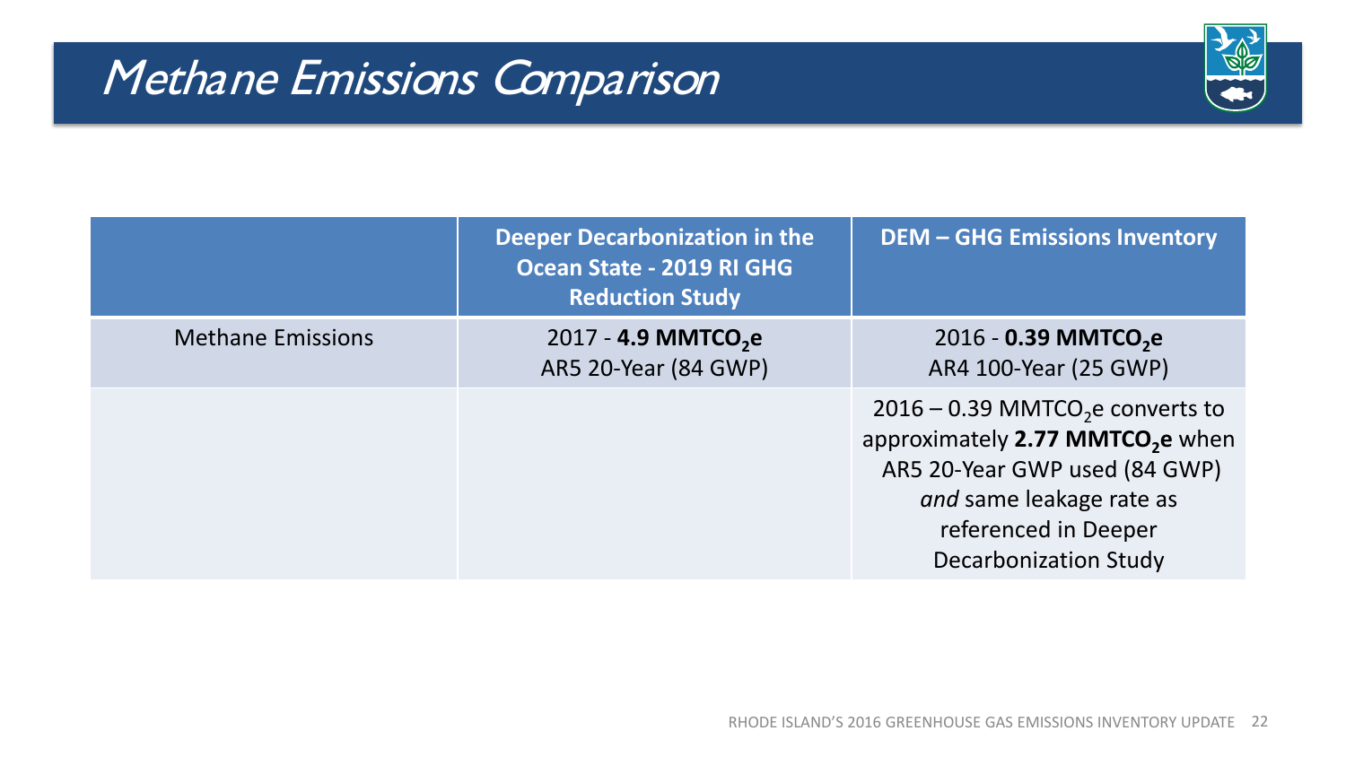# Methane Emissions Comparison

| | Deeper Decarbonization in the Ocean State - 2019 RI GHG Reduction Study | DEM – GHG Emissions Inventory |
|---|---|---|
| Methane Emissions | 2017 - **4.9 $MMTCO_2e$**<br>AR5 20-Year (84 GWP) | 2016 - **0.39 $MMTCO_2e$**<br>AR4 100-Year (25 GWP) |
| | | 2016 – 0.39 $MMTCO_2e$ converts to approximately **2.77 $MMTCO_2e$** when AR5 20-Year GWP used (84 GWP) *and* same leakage rate as referenced in Deeper Decarbonization Study |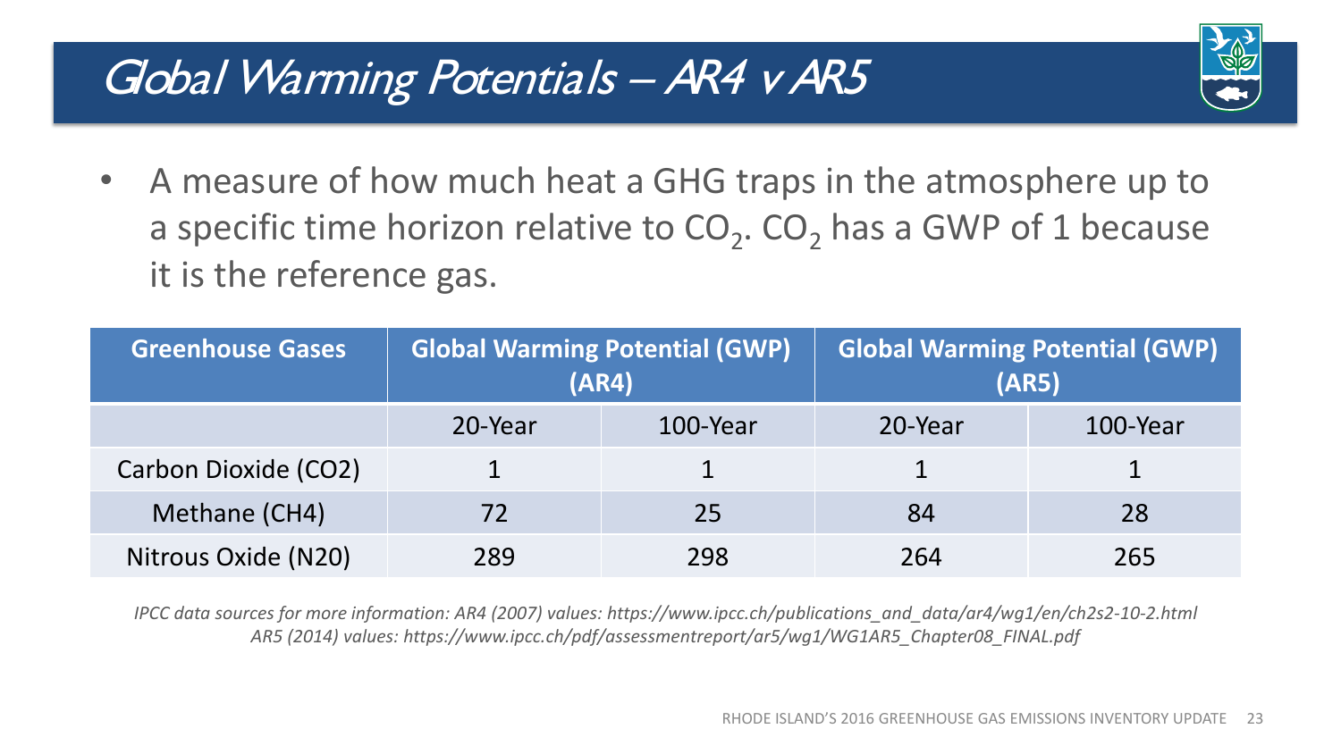# Global Warming Potentials – AR4 v AR5

- A measure of how much heat a GHG traps in the atmosphere up to a specific time horizon relative to $CO_2$. $CO_2$ has a GWP of 1 because it is the reference gas.

| Greenhouse Gases | Global Warming Potential (GWP) (AR4) | | Global Warming Potential (GWP) (AR5) | |
|---|---|---|---|---|
| | 20-Year | 100-Year | 20-Year | 100-Year |
| Carbon Dioxide (CO2) | 1 | 1 | 1 | 1 |
| Methane (CH4) | 72 | 25 | 84 | 28 |
| Nitrous Oxide (N20) | 289 | 298 | 264 | 265 |

*IPCC data sources for more information: AR4 (2007) values: https://www.ipcc.ch/publications_and_data/ar4/wg1/en/ch2s2-10-2.html*
*AR5 (2014) values: https://www.ipcc.ch/pdf/assessmentreport/ar5/wg1/WG1AR5_Chapter08_FINAL.pdf*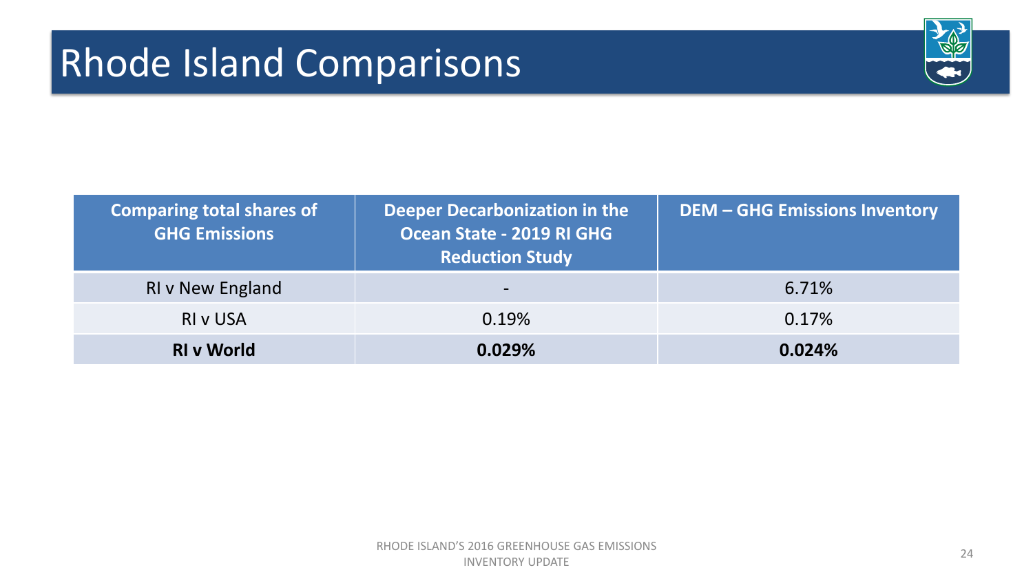# Rhode Island Comparisons

| Comparing total shares of GHG Emissions | Deeper Decarbonization in the Ocean State - 2019 RI GHG Reduction Study | DEM – GHG Emissions Inventory |
|---|---|---|
| RI v New England | - | 6.71% |
| RI v USA | 0.19% | 0.17% |
| **RI v World** | **0.029%** | **0.024%** |